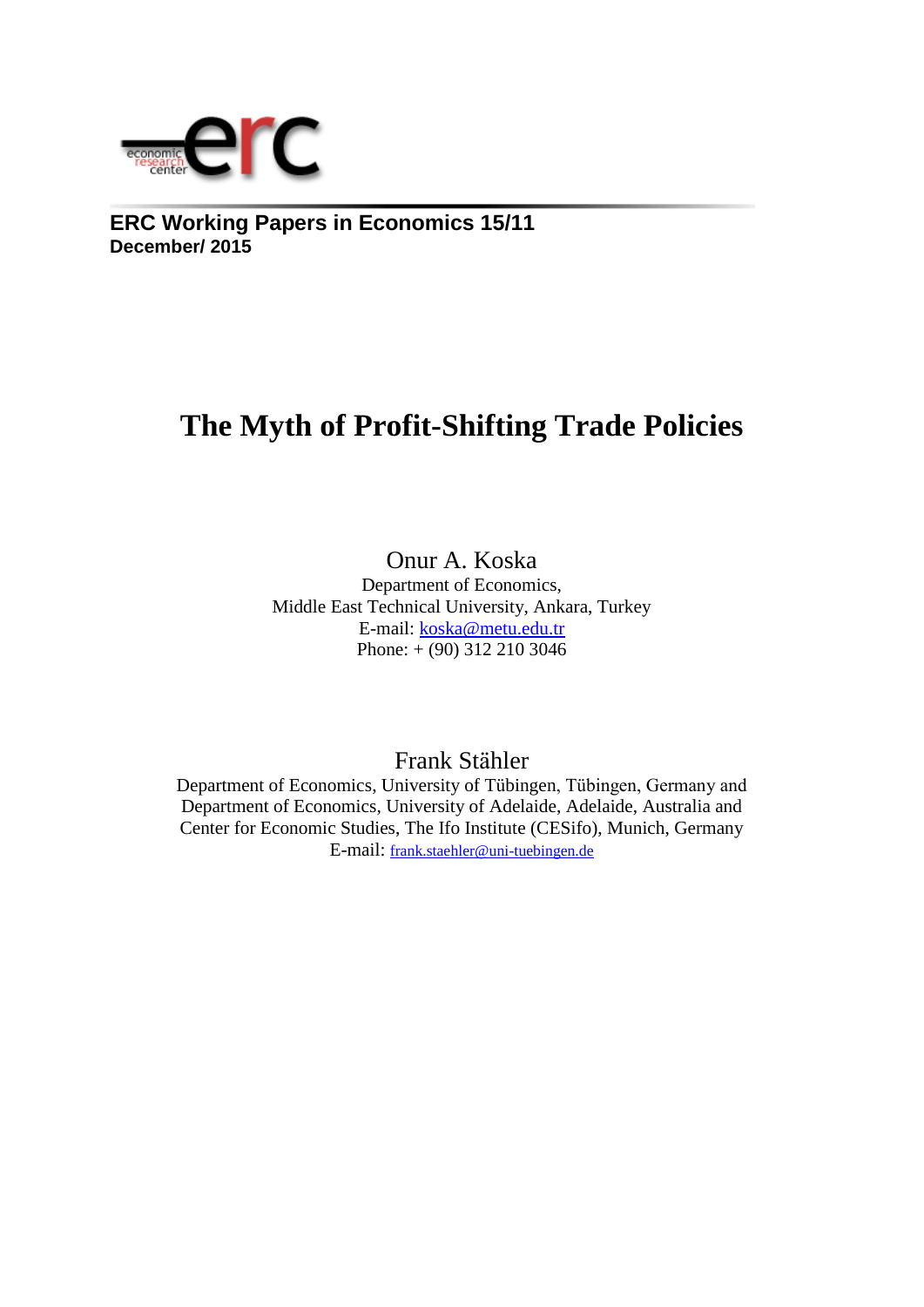**ERC Working Papers in Economics 15/11**
**December/ 2015**

# The Myth of Profit-Shifting Trade Policies

Onur A. Koska
Department of Economics,
Middle East Technical University, Ankara, Turkey
E-mail: koska@metu.edu.tr
Phone: + (90) 312 210 3046

Frank Stähler
Department of Economics, University of Tübingen, Tübingen, Germany and
Department of Economics, University of Adelaide, Adelaide, Australia and
Center for Economic Studies, The Ifo Institute (CESifo), Munich, Germany
E-mail: frank.staehler@uni-tuebingen.de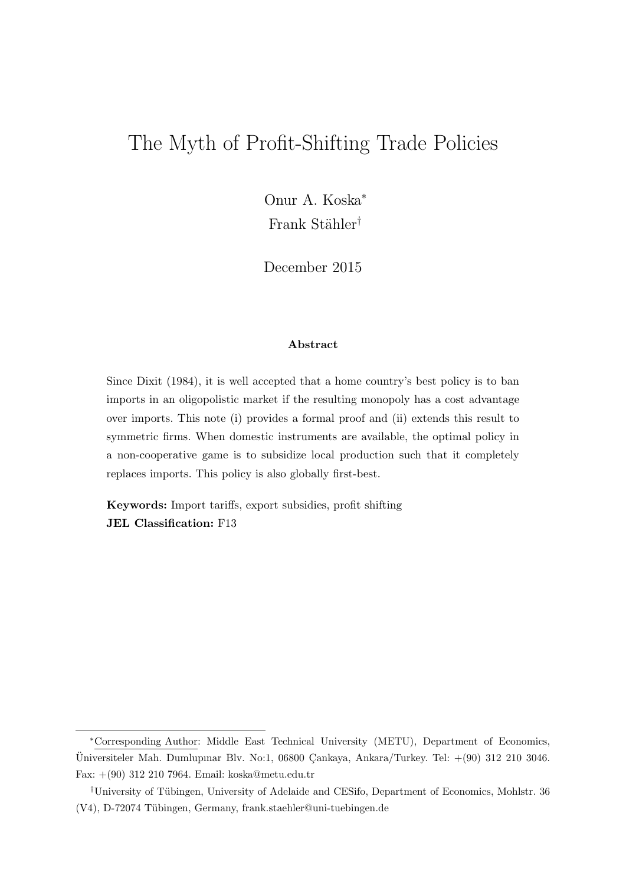# The Myth of Profit-Shifting Trade Policies

Onur A. Koska[*]

Frank Stähler[†]

December 2015

**Abstract**

Since Dixit (1984), it is well accepted that a home country's best policy is to ban imports in an oligopolistic market if the resulting monopoly has a cost advantage over imports. This note (i) provides a formal proof and (ii) extends this result to symmetric firms. When domestic instruments are available, the optimal policy in a non-cooperative game is to subsidize local production such that it completely replaces imports. This policy is also globally first-best.

**Keywords:** Import tariffs, export subsidies, profit shifting

**JEL Classification:** F13

---

[*] Corresponding Author: Middle East Technical University (METU), Department of Economics, Üniversiteler Mah. Dumlupınar Blv. No:1, 06800 Çankaya, Ankara/Turkey. Tel: +(90) 312 210 3046. Fax: +(90) 312 210 7964. Email: koska@metu.edu.tr

[†] University of Tübingen, University of Adelaide and CESifo, Department of Economics, Mohlstr. 36 (V4), D-72074 Tübingen, Germany, frank.staehler@uni-tuebingen.de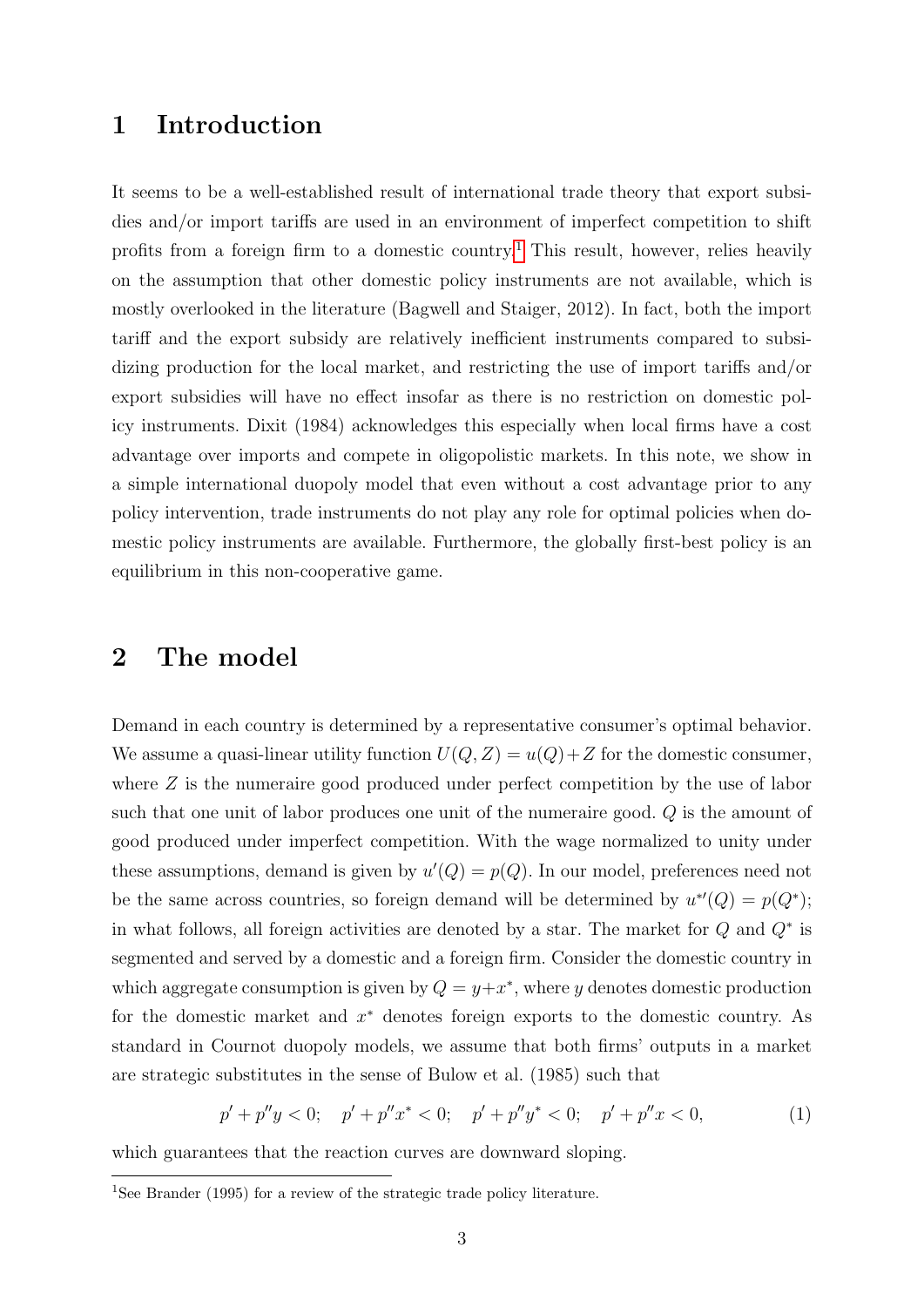# 1 Introduction

It seems to be a well-established result of international trade theory that export subsidies and/or import tariffs are used in an environment of imperfect competition to shift profits from a foreign firm to a domestic country.[1] This result, however, relies heavily on the assumption that other domestic policy instruments are not available, which is mostly overlooked in the literature (Bagwell and Staiger, 2012). In fact, both the import tariff and the export subsidy are relatively inefficient instruments compared to subsidizing production for the local market, and restricting the use of import tariffs and/or export subsidies will have no effect insofar as there is no restriction on domestic policy instruments. Dixit (1984) acknowledges this especially when local firms have a cost advantage over imports and compete in oligopolistic markets. In this note, we show in a simple international duopoly model that even without a cost advantage prior to any policy intervention, trade instruments do not play any role for optimal policies when domestic policy instruments are available. Furthermore, the globally first-best policy is an equilibrium in this non-cooperative game.

# 2 The model

Demand in each country is determined by a representative consumer's optimal behavior. We assume a quasi-linear utility function $U(Q, Z) = u(Q) + Z$ for the domestic consumer, where $Z$ is the numeraire good produced under perfect competition by the use of labor such that one unit of labor produces one unit of the numeraire good. $Q$ is the amount of good produced under imperfect competition. With the wage normalized to unity under these assumptions, demand is given by $u'(Q) = p(Q)$. In our model, preferences need not be the same across countries, so foreign demand will be determined by $u^{*\prime}(Q) = p(Q^*)$; in what follows, all foreign activities are denoted by a star. The market for $Q$ and $Q^*$ is segmented and served by a domestic and a foreign firm. Consider the domestic country in which aggregate consumption is given by $Q = y + x^*$, where $y$ denotes domestic production for the domestic market and $x^*$ denotes foreign exports to the domestic country. As standard in Cournot duopoly models, we assume that both firms' outputs in a market are strategic substitutes in the sense of Bulow et al. (1985) such that

$$p' + p''y < 0; \quad p' + p''x^* < 0; \quad p' + p''y^* < 0; \quad p' + p''x < 0, \tag{1}$$

which guarantees that the reaction curves are downward sloping.

[1] See Brander (1995) for a review of the strategic trade policy literature.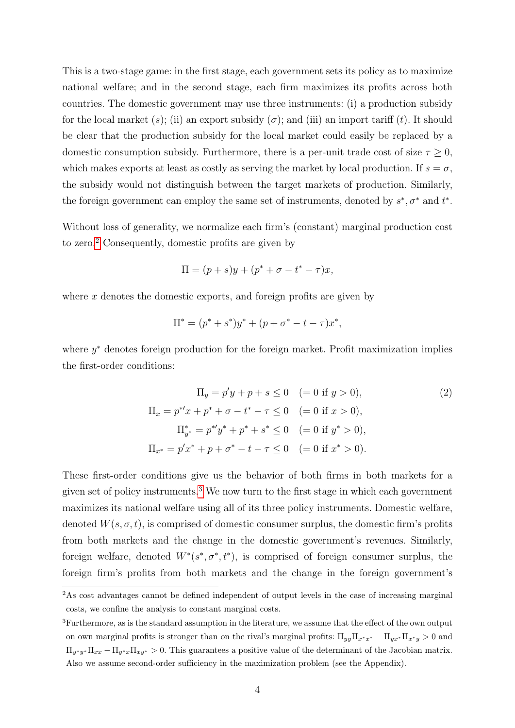This is a two-stage game: in the first stage, each government sets its policy as to maximize national welfare; and in the second stage, each firm maximizes its profits across both countries. The domestic government may use three instruments: (i) a production subsidy for the local market ($s$); (ii) an export subsidy ($\sigma$); and (iii) an import tariff ($t$). It should be clear that the production subsidy for the local market could easily be replaced by a domestic consumption subsidy. Furthermore, there is a per-unit trade cost of size $\tau \geq 0$, which makes exports at least as costly as serving the market by local production. If $s = \sigma$, the subsidy would not distinguish between the target markets of production. Similarly, the foreign government can employ the same set of instruments, denoted by $s^*, \sigma^*$ and $t^*$.

Without loss of generality, we normalize each firm's (constant) marginal production cost to zero.[2] Consequently, domestic profits are given by

$$\Pi = (p + s)y + (p^* + \sigma - t^* - \tau)x,$$

where $x$ denotes the domestic exports, and foreign profits are given by

$$\Pi^* = (p^* + s^*)y^* + (p + \sigma^* - t - \tau)x^*,$$

where $y^*$ denotes foreign production for the foreign market. Profit maximization implies the first-order conditions:

$$\begin{aligned}
\Pi_y &= p'y + p + s \leq 0 \quad (= 0 \text{ if } y > 0), \\
\Pi_x &= p^{*\prime}x + p^* + \sigma - t^* - \tau \leq 0 \quad (= 0 \text{ if } x > 0), \\
\Pi^*_{y^*} &= p^{*\prime}y^* + p^* + s^* \leq 0 \quad (= 0 \text{ if } y^* > 0), \\
\Pi_{x^*} &= p'x^* + p + \sigma^* - t - \tau \leq 0 \quad (= 0 \text{ if } x^* > 0).
\end{aligned} \tag{2}$$

These first-order conditions give us the behavior of both firms in both markets for a given set of policy instruments.[3] We now turn to the first stage in which each government maximizes its national welfare using all of its three policy instruments. Domestic welfare, denoted $W(s, \sigma, t)$, is comprised of domestic consumer surplus, the domestic firm's profits from both markets and the change in the domestic government's revenues. Similarly, foreign welfare, denoted $W^*(s^*, \sigma^*, t^*)$, is comprised of foreign consumer surplus, the foreign firm's profits from both markets and the change in the foreign government's

---

[2] As cost advantages cannot be defined independent of output levels in the case of increasing marginal costs, we confine the analysis to constant marginal costs.

[3] Furthermore, as is the standard assumption in the literature, we assume that the effect of the own output on own marginal profits is stronger than on the rival's marginal profits: $\Pi_{yy}\Pi_{x^*x^*} - \Pi_{yx^*}\Pi_{x^*y} > 0$ and $\Pi_{y^*y^*}\Pi_{xx} - \Pi_{y^*x}\Pi_{xy^*} > 0$. This guarantees a positive value of the determinant of the Jacobian matrix. Also we assume second-order sufficiency in the maximization problem (see the Appendix).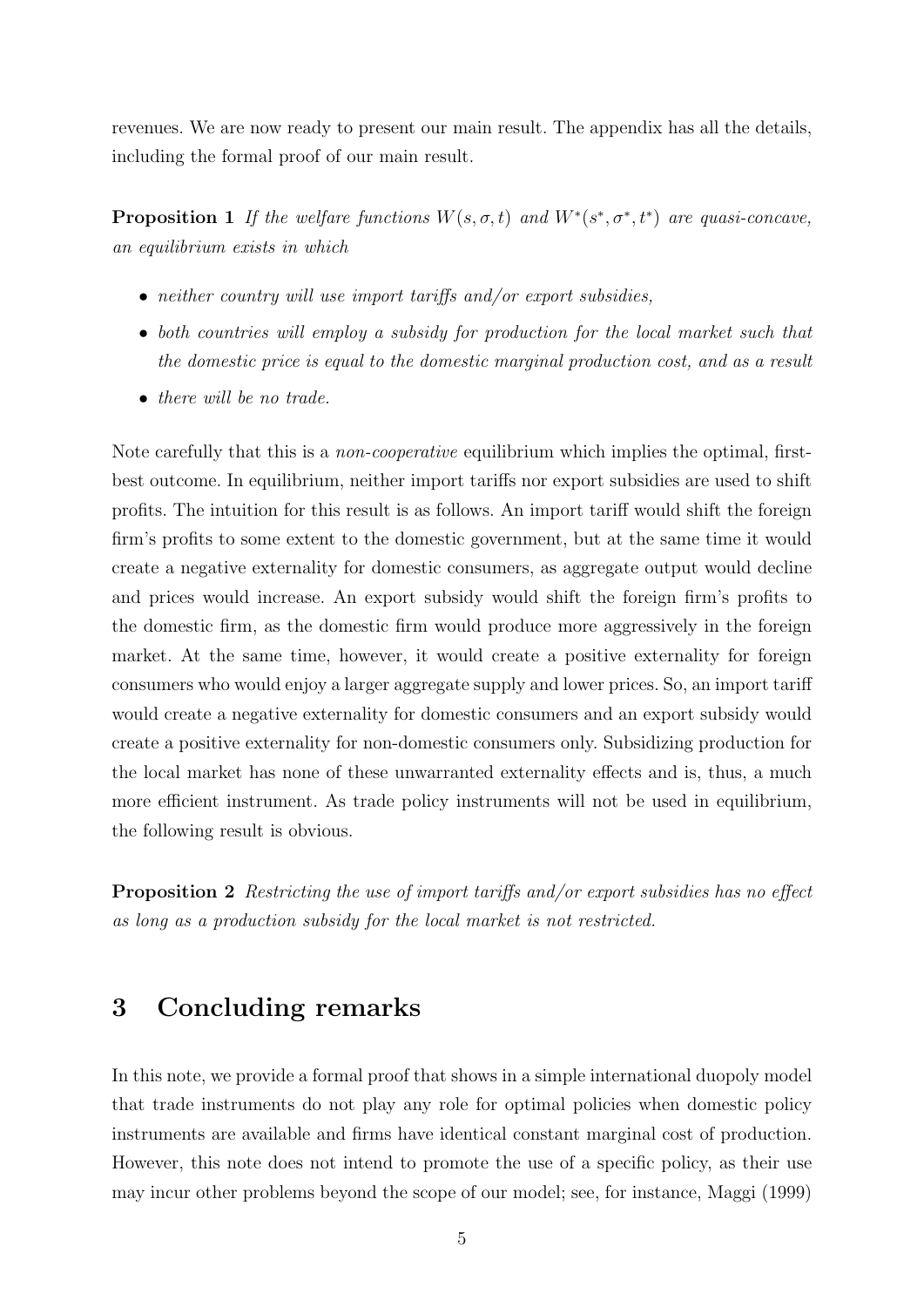revenues. We are now ready to present our main result. The appendix has all the details, including the formal proof of our main result.

**Proposition 1** *If the welfare functions $W(s, \sigma, t)$ and $W^*(s^*, \sigma^*, t^*)$ are quasi-concave, an equilibrium exists in which*

- *neither country will use import tariffs and/or export subsidies,*
- *both countries will employ a subsidy for production for the local market such that the domestic price is equal to the domestic marginal production cost, and as a result*
- *there will be no trade.*

Note carefully that this is a *non-cooperative* equilibrium which implies the optimal, first-best outcome. In equilibrium, neither import tariffs nor export subsidies are used to shift profits. The intuition for this result is as follows. An import tariff would shift the foreign firm's profits to some extent to the domestic government, but at the same time it would create a negative externality for domestic consumers, as aggregate output would decline and prices would increase. An export subsidy would shift the foreign firm's profits to the domestic firm, as the domestic firm would produce more aggressively in the foreign market. At the same time, however, it would create a positive externality for foreign consumers who would enjoy a larger aggregate supply and lower prices. So, an import tariff would create a negative externality for domestic consumers and an export subsidy would create a positive externality for non-domestic consumers only. Subsidizing production for the local market has none of these unwarranted externality effects and is, thus, a much more efficient instrument. As trade policy instruments will not be used in equilibrium, the following result is obvious.

**Proposition 2** *Restricting the use of import tariffs and/or export subsidies has no effect as long as a production subsidy for the local market is not restricted.*

## 3 Concluding remarks

In this note, we provide a formal proof that shows in a simple international duopoly model that trade instruments do not play any role for optimal policies when domestic policy instruments are available and firms have identical constant marginal cost of production. However, this note does not intend to promote the use of a specific policy, as their use may incur other problems beyond the scope of our model; see, for instance, Maggi (1999)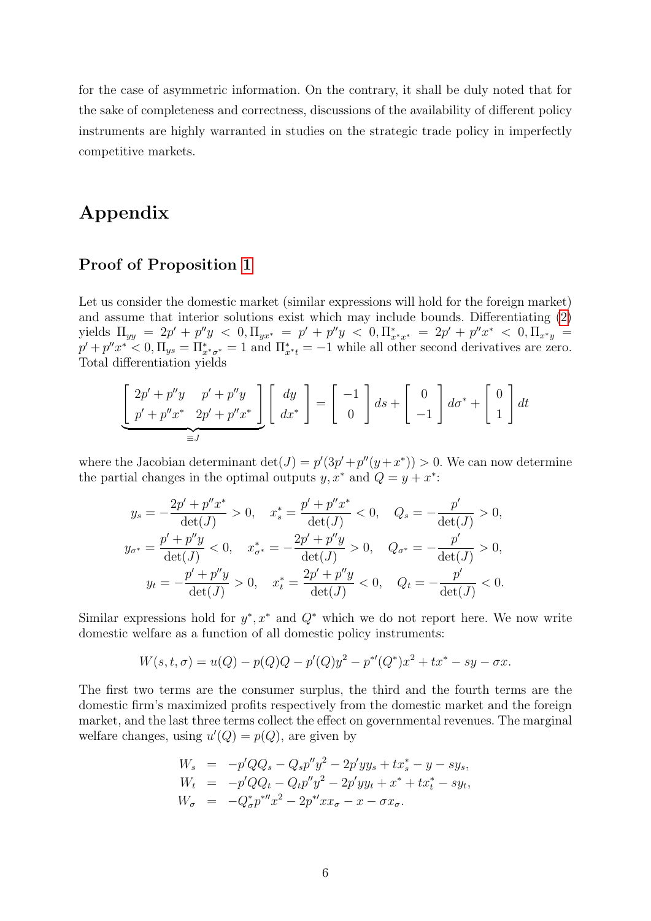for the case of asymmetric information. On the contrary, it shall be duly noted that for the sake of completeness and correctness, discussions of the availability of different policy instruments are highly warranted in studies on the strategic trade policy in imperfectly competitive markets.

# Appendix

## Proof of Proposition 1

Let us consider the domestic market (similar expressions will hold for the foreign market) and assume that interior solutions exist which may include bounds. Differentiating (2) yields $\Pi_{yy} = 2p' + p''y < 0, \Pi_{yx^*} = p' + p''y < 0, \Pi^*_{x^*x^*} = 2p' + p''x^* < 0, \Pi_{x^*y} = p' + p''x^* < 0, \Pi_{ys} = \Pi^*_{x^*\sigma^*} = 1$ and $\Pi^*_{x^*t} = -1$ while all other second derivatives are zero. Total differentiation yields

$$\underbrace{\begin{bmatrix} 2p' + p''y & p' + p''y \\ p' + p''x^* & 2p' + p''x^* \end{bmatrix}}_{\equiv J} \begin{bmatrix} dy \\ dx^* \end{bmatrix} = \begin{bmatrix} -1 \\ 0 \end{bmatrix} ds + \begin{bmatrix} 0 \\ -1 \end{bmatrix} d\sigma^* + \begin{bmatrix} 0 \\ 1 \end{bmatrix} dt$$

where the Jacobian determinant $\det(J) = p'(3p' + p''(y + x^*)) > 0$. We can now determine the partial changes in the optimal outputs $y, x^*$ and $Q = y + x^*$:

$$y_s = -\frac{2p' + p''x^*}{\det(J)} > 0, \quad x^*_s = \frac{p' + p''x^*}{\det(J)} < 0, \quad Q_s = -\frac{p'}{\det(J)} > 0,$$

$$y_{\sigma^*} = \frac{p' + p''y}{\det(J)} < 0, \quad x^*_{\sigma^*} = -\frac{2p' + p''y}{\det(J)} > 0, \quad Q_{\sigma^*} = -\frac{p'}{\det(J)} > 0,$$

$$y_t = -\frac{p' + p''y}{\det(J)} > 0, \quad x^*_t = \frac{2p' + p''y}{\det(J)} < 0, \quad Q_t = -\frac{p'}{\det(J)} < 0.$$

Similar expressions hold for $y^*, x^*$ and $Q^*$ which we do not report here. We now write domestic welfare as a function of all domestic policy instruments:

$$W(s, t, \sigma) = u(Q) - p(Q)Q - p'(Q)y^2 - p^{*\prime}(Q^*)x^2 + tx^* - sy - \sigma x.$$

The first two terms are the consumer surplus, the third and the fourth terms are the domestic firm's maximized profits respectively from the domestic market and the foreign market, and the last three terms collect the effect on governmental revenues. The marginal welfare changes, using $u'(Q) = p(Q)$, are given by

$$\begin{aligned}
W_s &= -p'QQ_s - Q_s p''y^2 - 2p'yy_s + tx^*_s - y - sy_s, \\
W_t &= -p'QQ_t - Q_t p''y^2 - 2p'yy_t + x^* + tx^*_t - sy_t, \\
W_\sigma &= -Q^*_\sigma p^{*\prime\prime}x^2 - 2p^{*\prime}xx_\sigma - x - \sigma x_\sigma.
\end{aligned}$$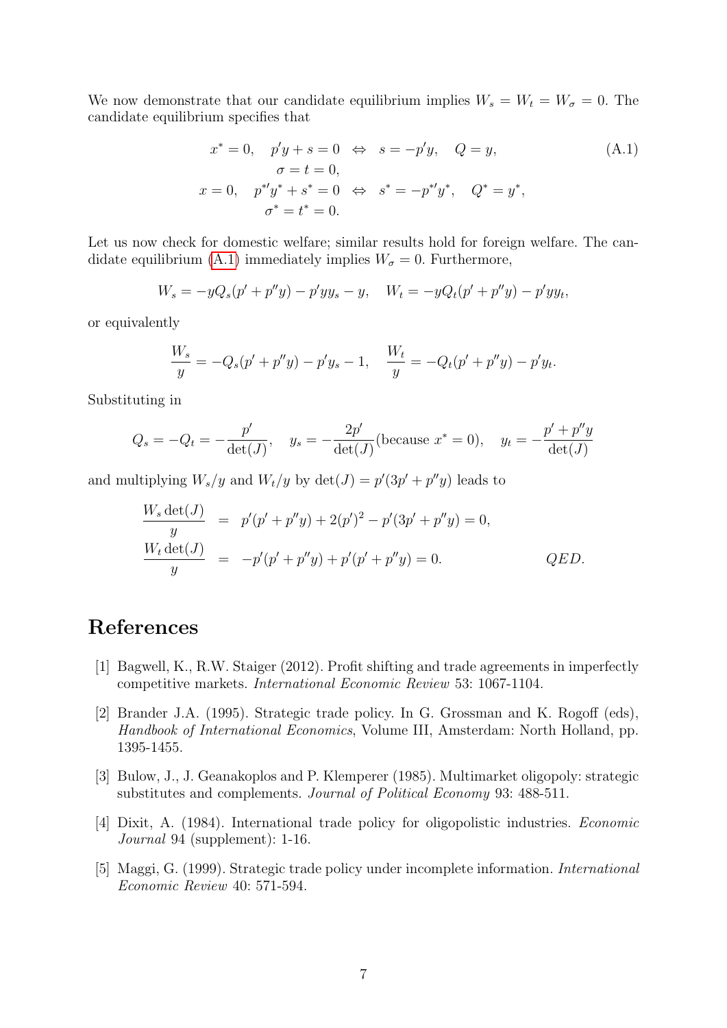We now demonstrate that our candidate equilibrium implies $W_s = W_t = W_\sigma = 0$. The candidate equilibrium specifies that

$$
\begin{aligned}
x^* = 0, \quad p'y + s = 0 \;\Leftrightarrow\; s = -p'y, \quad Q = y, \\
\sigma = t = 0, \\
x = 0, \quad p^{*\prime}y^* + s^* = 0 \;\Leftrightarrow\; s^* = -p^{*\prime}y^*, \quad Q^* = y^*, \\
\sigma^* = t^* = 0.
\end{aligned}
\tag{A.1}
$$

Let us now check for domestic welfare; similar results hold for foreign welfare. The candidate equilibrium (A.1) immediately implies $W_\sigma = 0$. Furthermore,

$$
W_s = -yQ_s(p' + p''y) - p'yy_s - y, \quad W_t = -yQ_t(p' + p''y) - p'yy_t,
$$

or equivalently

$$
\frac{W_s}{y} = -Q_s(p' + p''y) - p'y_s - 1, \quad \frac{W_t}{y} = -Q_t(p' + p''y) - p'y_t.
$$

Substituting in

$$
Q_s = -Q_t = -\frac{p'}{\det(J)}, \quad y_s = -\frac{2p'}{\det(J)} (\text{because } x^* = 0), \quad y_t = -\frac{p' + p''y}{\det(J)}
$$

and multiplying $W_s/y$ and $W_t/y$ by $\det(J) = p'(3p' + p''y)$ leads to

$$
\begin{aligned}
\frac{W_s \det(J)}{y} &= p'(p' + p''y) + 2(p')^2 - p'(3p' + p''y) = 0, \\
\frac{W_t \det(J)}{y} &= -p'(p' + p''y) + p'(p' + p''y) = 0. \qquad \textit{QED.}
\end{aligned}
$$

# References

[1] Bagwell, K., R.W. Staiger (2012). Profit shifting and trade agreements in imperfectly competitive markets. *International Economic Review* 53: 1067-1104.

[2] Brander J.A. (1995). Strategic trade policy. In G. Grossman and K. Rogoff (eds), *Handbook of International Economics*, Volume III, Amsterdam: North Holland, pp. 1395-1455.

[3] Bulow, J., J. Geanakoplos and P. Klemperer (1985). Multimarket oligopoly: strategic substitutes and complements. *Journal of Political Economy* 93: 488-511.

[4] Dixit, A. (1984). International trade policy for oligopolistic industries. *Economic Journal* 94 (supplement): 1-16.

[5] Maggi, G. (1999). Strategic trade policy under incomplete information. *International Economic Review* 40: 571-594.